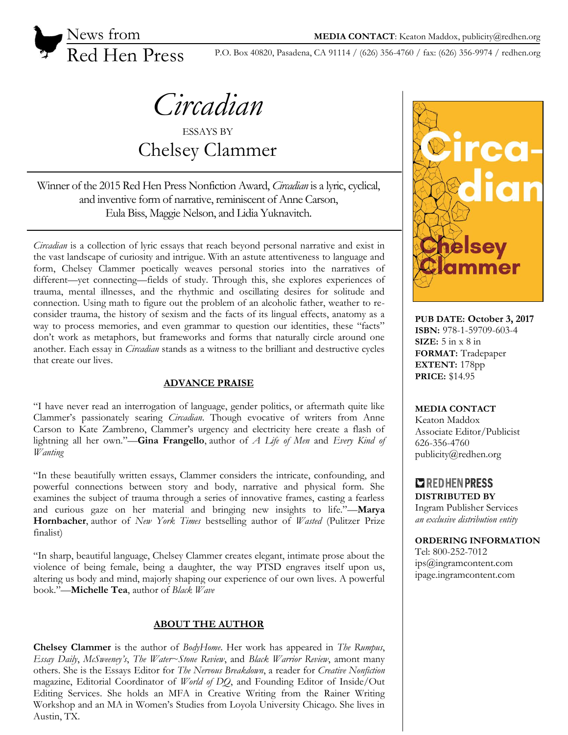News from Red Hen Press

**MEDIA CONTACT**: Keaton Maddox, publicity@redhen.org

P.O. Box 40820, Pasadena, CA 91114 / (626) 356-4760 / fax: (626) 356-9974 / redhen.org

# *Circadian*

ESSAYS BY

## Chelsey Clammer

Winner of the 2015 Red Hen Press Nonfiction Award, *Circadian* is a lyric, cyclical, and inventive form of narrative, reminiscent of Anne Carson, Eula Biss, Maggie Nelson, and Lidia Yuknavitch.

*Circadian* is a collection of lyric essays that reach beyond personal narrative and exist in the vast landscape of curiosity and intrigue. With an astute attentiveness to language and form, Chelsey Clammer poetically weaves personal stories into the narratives of different—yet connecting—fields of study. Through this, she explores experiences of trauma, mental illnesses, and the rhythmic and oscillating desires for solitude and connection. Using math to figure out the problem of an alcoholic father, weather to re-consider trauma, the history of sexism and the facts of its lingual effects, anatomy as a way to process memories, and even grammar to question our identities, these "facts" don't work as metaphors, but frameworks and forms that naturally circle around one another. Each essay in *Circadian* stands as a witness to the brilliant and destructive cycles that create our lives.

### ADVANCE PRAISE

"I have never read an interrogation of language, gender politics, or aftermath quite like Clammer's passionately searing *Circadian*. Though evocative of writers from Anne Carson to Kate Zambreno, Clammer's urgency and electricity here create a flash of lightning all her own."—**Gina Frangello**, author of *A Life of Men* and *Every Kind of Wanting*

"In these beautifully written essays, Clammer considers the intricate, confounding, and powerful connections between story and body, narrative and physical form. She examines the subject of trauma through a series of innovative frames, casting a fearless and curious gaze on her material and bringing new insights to life."—**Marya Hornbacher**, author of *New York Times* bestselling author of *Wasted* (Pulitzer Prize finalist)

"In sharp, beautiful language, Chelsey Clammer creates elegant, intimate prose about the violence of being female, being a daughter, the way PTSD engraves itself upon us, altering us body and mind, majorly shaping our experience of our own lives. A powerful book."—**Michelle Tea**, author of *Black Wave*

### ABOUT THE AUTHOR

**Chelsey Clammer** is the author of *BodyHome*. Her work has appeared in *The Rumpus*, *Essay Daily*, *McSweeney's*, *The Water~Stone Review*, and *Black Warrior Review*, amont many others. She is the Essays Editor for *The Nervous Breakdown*, a reader for *Creative Nonfiction* magazine, Editorial Coordinator of *World of DQ*, and Founding Editor of Inside/Out Editing Services. She holds an MFA in Creative Writing from the Rainer Writing Workshop and an MA in Women's Studies from Loyola University Chicago. She lives in Austin, TX.

Circa-dian

Chelsey Clammer

**PUB DATE:** October 3, 2017
**ISBN:** 978-1-59709-603-4
**SIZE:** 5 in x 8 in
**FORMAT:** Tradepaper
**EXTENT:** 178pp
**PRICE:** $14.95

**MEDIA CONTACT**
Keaton Maddox
Associate Editor/Publicist
626-356-4760
publicity@redhen.org

**RED HEN PRESS**
**DISTRIBUTED BY**
Ingram Publisher Services
*an exclusive distribution entity*

**ORDERING INFORMATION**
Tel: 800-252-7012
ips@ingramcontent.com
ipage.ingramcontent.com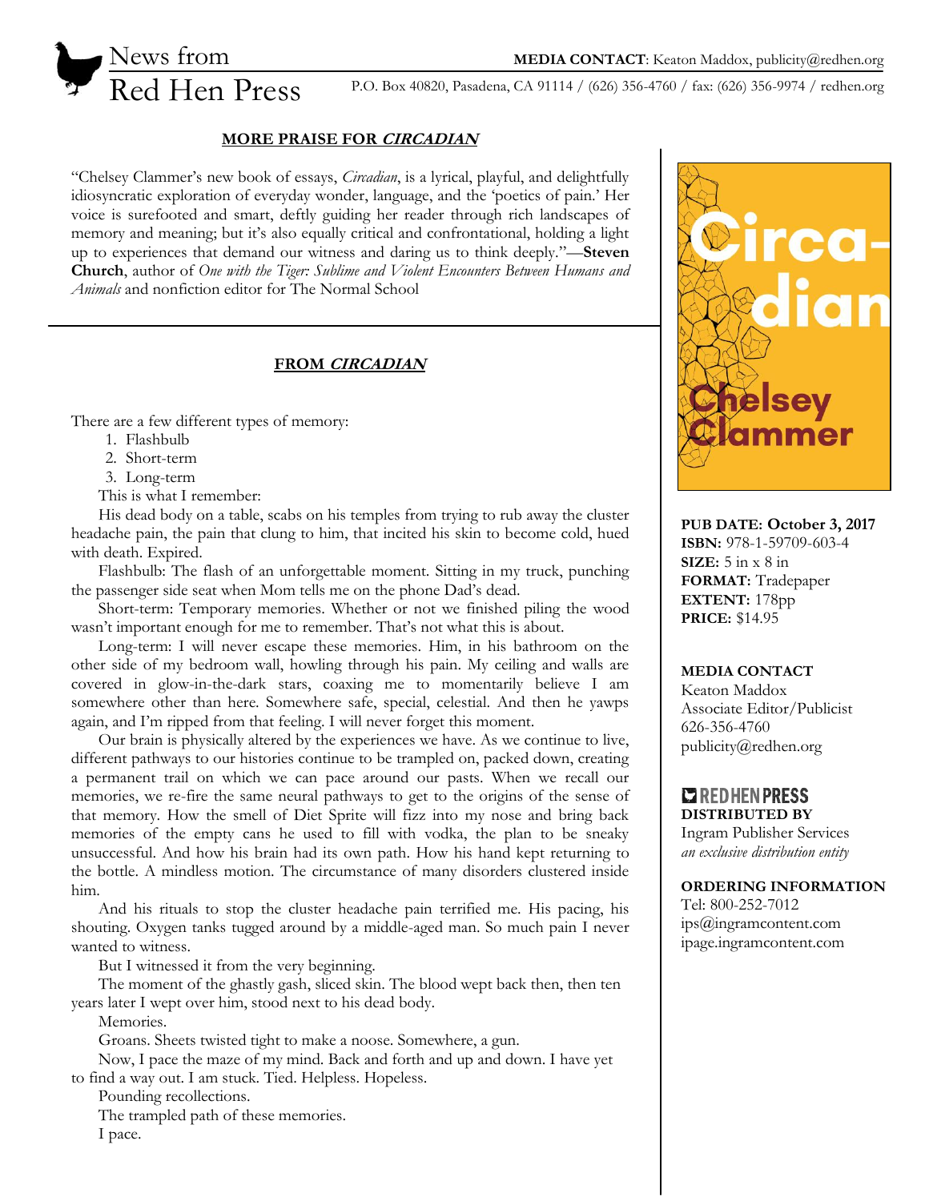News from Red Hen Press

**MEDIA CONTACT**: Keaton Maddox, publicity@redhen.org

P.O. Box 40820, Pasadena, CA 91114 / (626) 356-4760 / fax: (626) 356-9974 / redhen.org

## MORE PRAISE FOR *CIRCADIAN*

"Chelsey Clammer's new book of essays, *Circadian*, is a lyrical, playful, and delightfully idiosyncratic exploration of everyday wonder, language, and the 'poetics of pain.' Her voice is surefooted and smart, deftly guiding her reader through rich landscapes of memory and meaning; but it's also equally critical and confrontational, holding a light up to experiences that demand our witness and daring us to think deeply."—**Steven Church**, author of *One with the Tiger: Sublime and Violent Encounters Between Humans and Animals* and nonfiction editor for The Normal School

## FROM *CIRCADIAN*

There are a few different types of memory:

1. Flashbulb
2. Short-term
3. Long-term

This is what I remember:

His dead body on a table, scabs on his temples from trying to rub away the cluster headache pain, the pain that clung to him, that incited his skin to become cold, hued with death. Expired.

Flashbulb: The flash of an unforgettable moment. Sitting in my truck, punching the passenger side seat when Mom tells me on the phone Dad's dead.

Short-term: Temporary memories. Whether or not we finished piling the wood wasn't important enough for me to remember. That's not what this is about.

Long-term: I will never escape these memories. Him, in his bathroom on the other side of my bedroom wall, howling through his pain. My ceiling and walls are covered in glow-in-the-dark stars, coaxing me to momentarily believe I am somewhere other than here. Somewhere safe, special, celestial. And then he yawps again, and I'm ripped from that feeling. I will never forget this moment.

Our brain is physically altered by the experiences we have. As we continue to live, different pathways to our histories continue to be trampled on, packed down, creating a permanent trail on which we can pace around our pasts. When we recall our memories, we re-fire the same neural pathways to get to the origins of the sense of that memory. How the smell of Diet Sprite will fizz into my nose and bring back memories of the empty cans he used to fill with vodka, the plan to be sneaky unsuccessful. And how his brain had its own path. How his hand kept returning to the bottle. A mindless motion. The circumstance of many disorders clustered inside him.

And his rituals to stop the cluster headache pain terrified me. His pacing, his shouting. Oxygen tanks tugged around by a middle-aged man. So much pain I never wanted to witness.

But I witnessed it from the very beginning.

The moment of the ghastly gash, sliced skin. The blood wept back then, then ten years later I wept over him, stood next to his dead body.

Memories.

Groans. Sheets twisted tight to make a noose. Somewhere, a gun.

Now, I pace the maze of my mind. Back and forth and up and down. I have yet to find a way out. I am stuck. Tied. Helpless. Hopeless.

Pounding recollections.

The trampled path of these memories.

I pace.

Circa-dian
Chelsey Clammer

**PUB DATE: October 3, 2017**
**ISBN:** 978-1-59709-603-4
**SIZE:** 5 in x 8 in
**FORMAT:** Tradepaper
**EXTENT:** 178pp
**PRICE:** $14.95

**MEDIA CONTACT**
Keaton Maddox
Associate Editor/Publicist
626-356-4760
publicity@redhen.org

REDHEN PRESS
**DISTRIBUTED BY**
Ingram Publisher Services
*an exclusive distribution entity*

**ORDERING INFORMATION**
Tel: 800-252-7012
ips@ingramcontent.com
ipage.ingramcontent.com